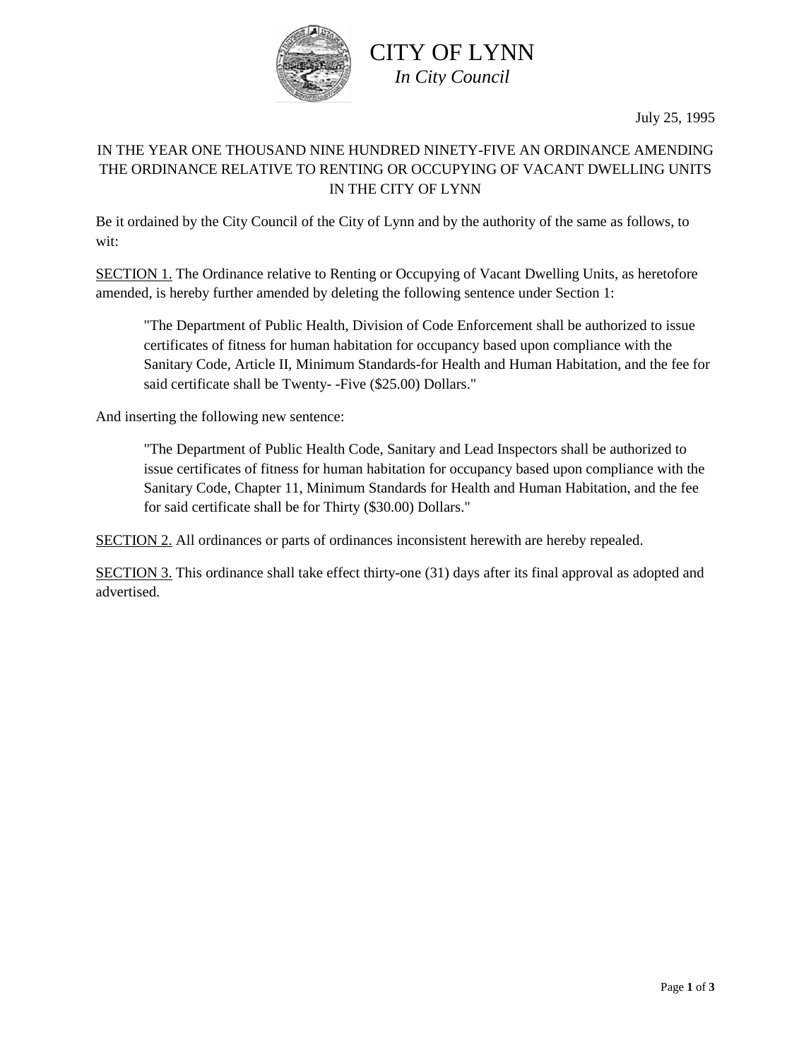# CITY OF LYNN

*In City Council*

July 25, 1995

IN THE YEAR ONE THOUSAND NINE HUNDRED NINETY-FIVE AN ORDINANCE AMENDING THE ORDINANCE RELATIVE TO RENTING OR OCCUPYING OF VACANT DWELLING UNITS IN THE CITY OF LYNN

Be it ordained by the City Council of the City of Lynn and by the authority of the same as follows, to wit:

SECTION 1. The Ordinance relative to Renting or Occupying of Vacant Dwelling Units, as heretofore amended, is hereby further amended by deleting the following sentence under Section 1:

> "The Department of Public Health, Division of Code Enforcement shall be authorized to issue certificates of fitness for human habitation for occupancy based upon compliance with the Sanitary Code, Article II, Minimum Standards-for Health and Human Habitation, and the fee for said certificate shall be Twenty- -Five ($25.00) Dollars."

And inserting the following new sentence:

> "The Department of Public Health Code, Sanitary and Lead Inspectors shall be authorized to issue certificates of fitness for human habitation for occupancy based upon compliance with the Sanitary Code, Chapter 11, Minimum Standards for Health and Human Habitation, and the fee for said certificate shall be for Thirty ($30.00) Dollars."

SECTION 2. All ordinances or parts of ordinances inconsistent herewith are hereby repealed.

SECTION 3. This ordinance shall take effect thirty-one (31) days after its final approval as adopted and advertised.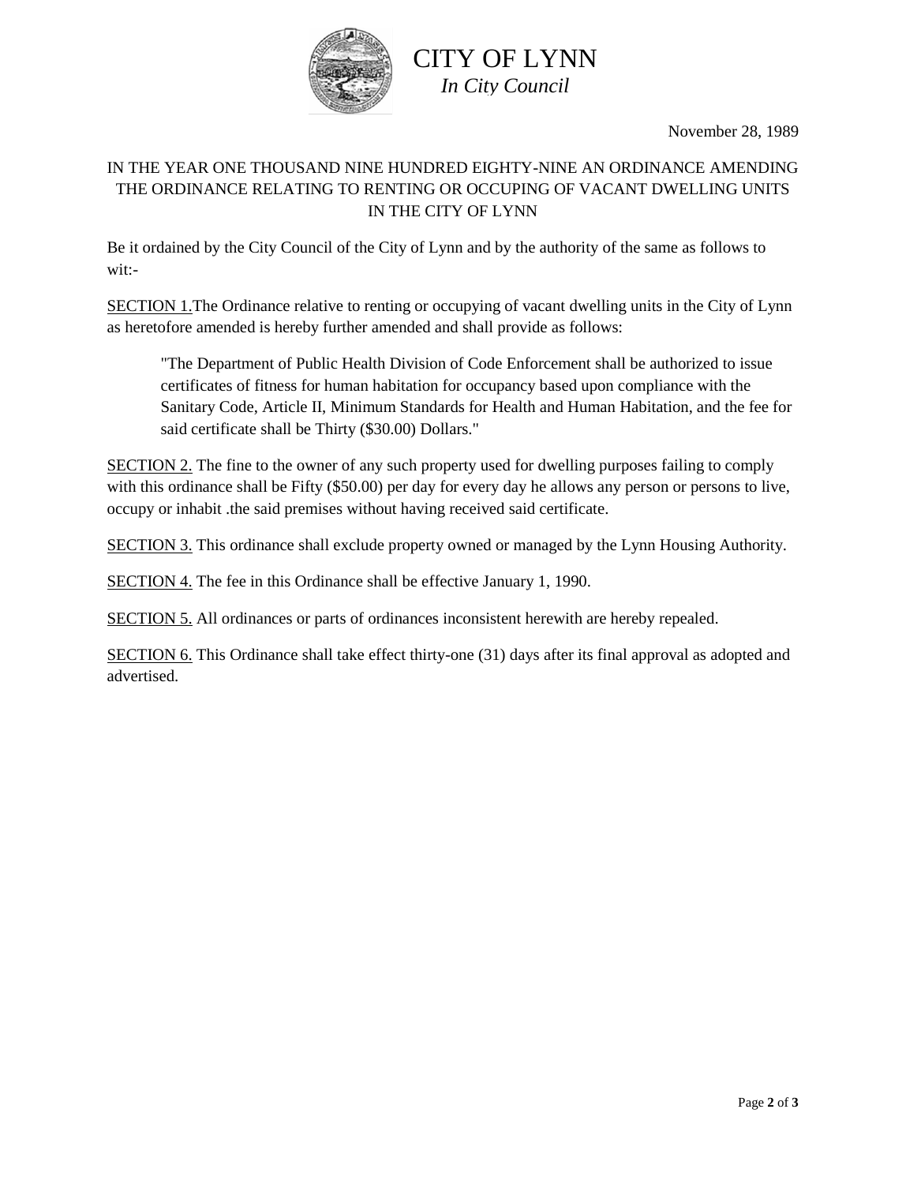# CITY OF LYNN

*In City Council*

November 28, 1989

IN THE YEAR ONE THOUSAND NINE HUNDRED EIGHTY-NINE AN ORDINANCE AMENDING THE ORDINANCE RELATING TO RENTING OR OCCUPING OF VACANT DWELLING UNITS IN THE CITY OF LYNN

Be it ordained by the City Council of the City of Lynn and by the authority of the same as follows to wit:-

<u>SECTION 1.</u>The Ordinance relative to renting or occupying of vacant dwelling units in the City of Lynn as heretofore amended is hereby further amended and shall provide as follows:

> "The Department of Public Health Division of Code Enforcement shall be authorized to issue certificates of fitness for human habitation for occupancy based upon compliance with the Sanitary Code, Article II, Minimum Standards for Health and Human Habitation, and the fee for said certificate shall be Thirty ($30.00) Dollars."

<u>SECTION 2.</u> The fine to the owner of any such property used for dwelling purposes failing to comply with this ordinance shall be Fifty ($50.00) per day for every day he allows any person or persons to live, occupy or inhabit .the said premises without having received said certificate.

<u>SECTION 3.</u> This ordinance shall exclude property owned or managed by the Lynn Housing Authority.

<u>SECTION 4.</u> The fee in this Ordinance shall be effective January 1, 1990.

<u>SECTION 5.</u> All ordinances or parts of ordinances inconsistent herewith are hereby repealed.

<u>SECTION 6.</u> This Ordinance shall take effect thirty-one (31) days after its final approval as adopted and advertised.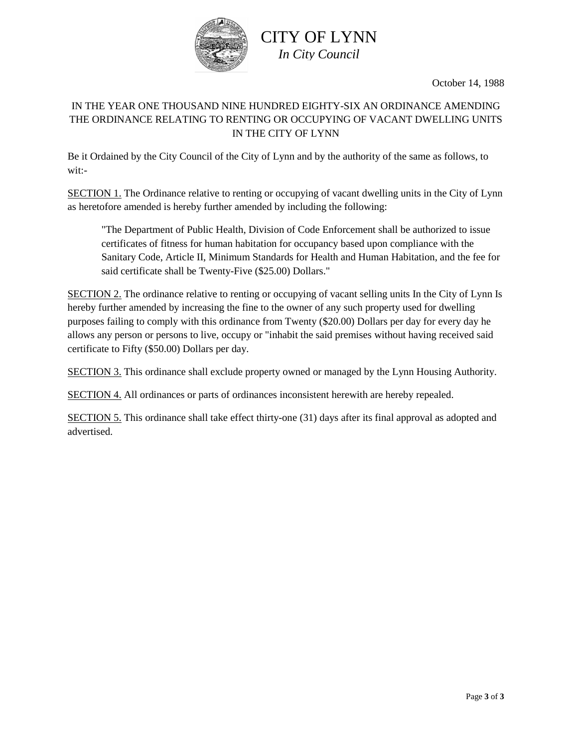# CITY OF LYNN

*In City Council*

October 14, 1988

IN THE YEAR ONE THOUSAND NINE HUNDRED EIGHTY-SIX AN ORDINANCE AMENDING THE ORDINANCE RELATING TO RENTING OR OCCUPYING OF VACANT DWELLING UNITS IN THE CITY OF LYNN

Be it Ordained by the City Council of the City of Lynn and by the authority of the same as follows, to wit:-

<u>SECTION 1.</u> The Ordinance relative to renting or occupying of vacant dwelling units in the City of Lynn as heretofore amended is hereby further amended by including the following:

> "The Department of Public Health, Division of Code Enforcement shall be authorized to issue certificates of fitness for human habitation for occupancy based upon compliance with the Sanitary Code, Article II, Minimum Standards for Health and Human Habitation, and the fee for said certificate shall be Twenty-Five ($25.00) Dollars."

<u>SECTION 2.</u> The ordinance relative to renting or occupying of vacant selling units In the City of Lynn Is hereby further amended by increasing the fine to the owner of any such property used for dwelling purposes failing to comply with this ordinance from Twenty ($20.00) Dollars per day for every day he allows any person or persons to live, occupy or "inhabit the said premises without having received said certificate to Fifty ($50.00) Dollars per day.

<u>SECTION 3.</u> This ordinance shall exclude property owned or managed by the Lynn Housing Authority.

<u>SECTION 4.</u> All ordinances or parts of ordinances inconsistent herewith are hereby repealed.

<u>SECTION 5.</u> This ordinance shall take effect thirty-one (31) days after its final approval as adopted and advertised.